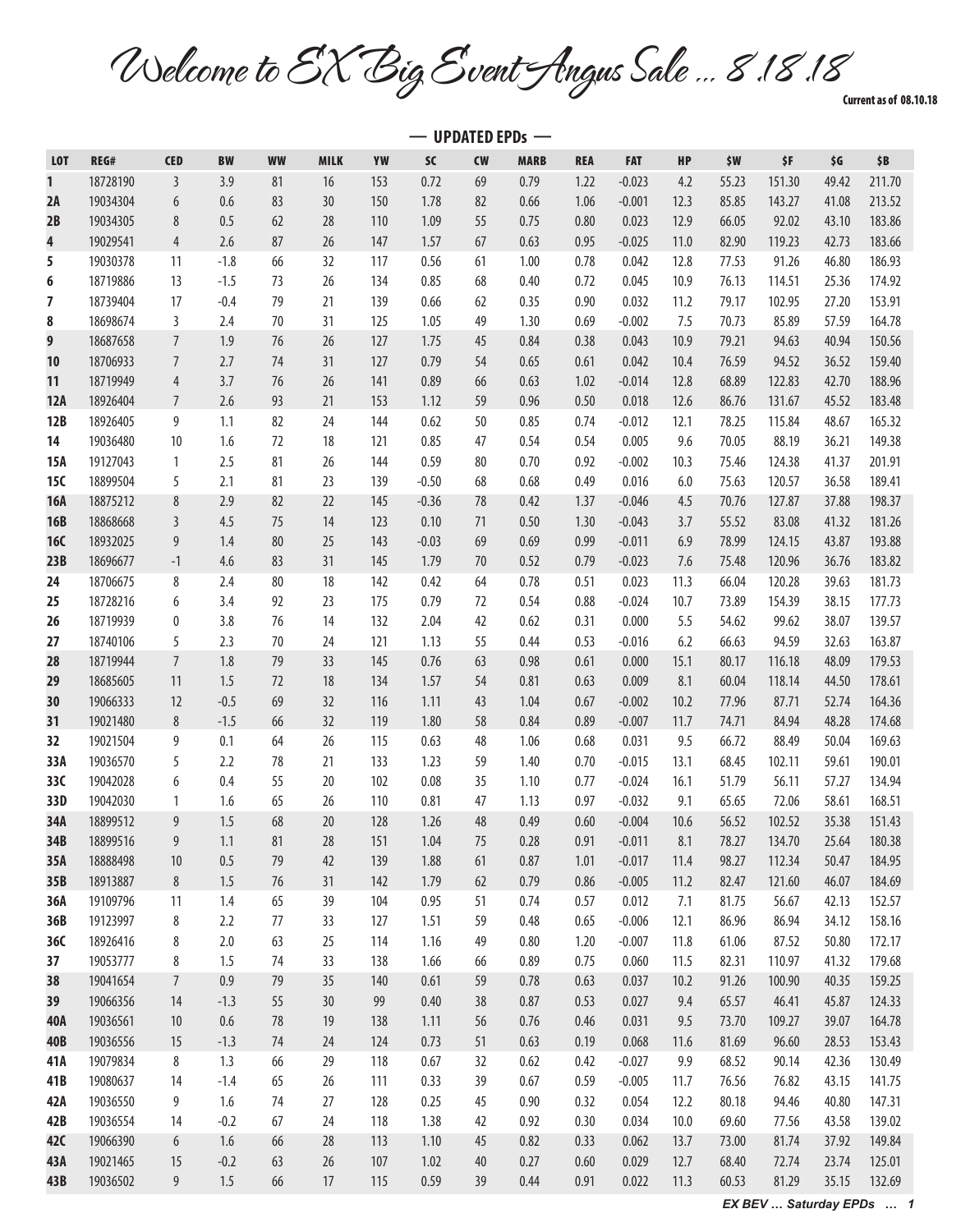# Welcome to EX Big Event Angus Sale ... 8.18.18

**Current as of 08.10.18**

## — UPDATED EPDs —

| LOT | REG# | CED | BW | WW | MILK | YW | SC | CW | MARB | REA | FAT | HP | $W | $F | $G | $B |
|---|---|---|---|---|---|---|---|---|---|---|---|---|---|---|---|---|
| 1 | 18728190 | 3 | 3.9 | 81 | 16 | 153 | 0.72 | 69 | 0.79 | 1.22 | -0.023 | 4.2 | 55.23 | 151.30 | 49.42 | 211.70 |
| 2A | 19034304 | 6 | 0.6 | 83 | 30 | 150 | 1.78 | 82 | 0.66 | 1.06 | -0.001 | 12.3 | 85.85 | 143.27 | 41.08 | 213.52 |
| 2B | 19034305 | 8 | 0.5 | 62 | 28 | 110 | 1.09 | 55 | 0.75 | 0.80 | 0.023 | 12.9 | 66.05 | 92.02 | 43.10 | 183.86 |
| 4 | 19029541 | 4 | 2.6 | 87 | 26 | 147 | 1.57 | 67 | 0.63 | 0.95 | -0.025 | 11.0 | 82.90 | 119.23 | 42.73 | 183.66 |
| 5 | 19030378 | 11 | -1.8 | 66 | 32 | 117 | 0.56 | 61 | 1.00 | 0.78 | 0.042 | 12.8 | 77.53 | 91.26 | 46.80 | 186.93 |
| 6 | 18719886 | 13 | -1.5 | 73 | 26 | 134 | 0.85 | 68 | 0.40 | 0.72 | 0.045 | 10.9 | 76.13 | 114.51 | 25.36 | 174.92 |
| 7 | 18739404 | 17 | -0.4 | 79 | 21 | 139 | 0.66 | 62 | 0.35 | 0.90 | 0.032 | 11.2 | 79.17 | 102.95 | 27.20 | 153.91 |
| 8 | 18698674 | 3 | 2.4 | 70 | 31 | 125 | 1.05 | 49 | 1.30 | 0.69 | -0.002 | 7.5 | 70.73 | 85.89 | 57.59 | 164.78 |
| 9 | 18687658 | 7 | 1.9 | 76 | 26 | 127 | 1.75 | 45 | 0.84 | 0.38 | 0.043 | 10.9 | 79.21 | 94.63 | 40.94 | 150.56 |
| 10 | 18706933 | 7 | 2.7 | 74 | 31 | 127 | 0.79 | 54 | 0.65 | 0.61 | 0.042 | 10.4 | 76.59 | 94.52 | 36.52 | 159.40 |
| 11 | 18719949 | 4 | 3.7 | 76 | 26 | 141 | 0.89 | 66 | 0.63 | 1.02 | -0.014 | 12.8 | 68.89 | 122.83 | 42.70 | 188.96 |
| 12A | 18926404 | 7 | 2.6 | 93 | 21 | 153 | 1.12 | 59 | 0.96 | 0.50 | 0.018 | 12.6 | 86.76 | 131.67 | 45.52 | 183.48 |
| 12B | 18926405 | 9 | 1.1 | 82 | 24 | 144 | 0.62 | 50 | 0.85 | 0.74 | -0.012 | 12.1 | 78.25 | 115.84 | 48.67 | 165.32 |
| 14 | 19036480 | 10 | 1.6 | 72 | 18 | 121 | 0.85 | 47 | 0.54 | 0.54 | 0.005 | 9.6 | 70.05 | 88.19 | 36.21 | 149.38 |
| 15A | 19127043 | 1 | 2.5 | 81 | 26 | 144 | 0.59 | 80 | 0.70 | 0.92 | -0.002 | 10.3 | 75.46 | 124.38 | 41.37 | 201.91 |
| 15C | 18899504 | 5 | 2.1 | 81 | 23 | 139 | -0.50 | 68 | 0.68 | 0.49 | 0.016 | 6.0 | 75.63 | 120.57 | 36.58 | 189.41 |
| 16A | 18875212 | 8 | 2.9 | 82 | 22 | 145 | -0.36 | 78 | 0.42 | 1.37 | -0.046 | 4.5 | 70.76 | 127.87 | 37.88 | 198.37 |
| 16B | 18868668 | 3 | 4.5 | 75 | 14 | 123 | 0.10 | 71 | 0.50 | 1.30 | -0.043 | 3.7 | 55.52 | 83.08 | 41.32 | 181.26 |
| 16C | 18932025 | 9 | 1.4 | 80 | 25 | 143 | -0.03 | 69 | 0.69 | 0.99 | -0.011 | 6.9 | 78.99 | 124.15 | 43.87 | 193.88 |
| 23B | 18696677 | -1 | 4.6 | 83 | 31 | 145 | 1.79 | 70 | 0.52 | 0.79 | -0.023 | 7.6 | 75.48 | 120.96 | 36.76 | 183.82 |
| 24 | 18706675 | 8 | 2.4 | 80 | 18 | 142 | 0.42 | 64 | 0.78 | 0.51 | 0.023 | 11.3 | 66.04 | 120.28 | 39.63 | 181.73 |
| 25 | 18728216 | 6 | 3.4 | 92 | 23 | 175 | 0.79 | 72 | 0.54 | 0.88 | -0.024 | 10.7 | 73.89 | 154.39 | 38.15 | 177.73 |
| 26 | 18719939 | 0 | 3.8 | 76 | 14 | 132 | 2.04 | 42 | 0.62 | 0.31 | 0.000 | 5.5 | 54.62 | 99.62 | 38.07 | 139.57 |
| 27 | 18740106 | 5 | 2.3 | 70 | 24 | 121 | 1.13 | 55 | 0.44 | 0.53 | -0.016 | 6.2 | 66.63 | 94.59 | 32.63 | 163.87 |
| 28 | 18719944 | 7 | 1.8 | 79 | 33 | 145 | 0.76 | 63 | 0.98 | 0.61 | 0.000 | 15.1 | 80.17 | 116.18 | 48.09 | 179.53 |
| 29 | 18685605 | 11 | 1.5 | 72 | 18 | 134 | 1.57 | 54 | 0.81 | 0.63 | 0.009 | 8.1 | 60.04 | 118.14 | 44.50 | 178.61 |
| 30 | 19066333 | 12 | -0.5 | 69 | 32 | 116 | 1.11 | 43 | 1.04 | 0.67 | -0.002 | 10.2 | 77.96 | 87.71 | 52.74 | 164.36 |
| 31 | 19021480 | 8 | -1.5 | 66 | 32 | 119 | 1.80 | 58 | 0.84 | 0.89 | -0.007 | 11.7 | 74.71 | 84.94 | 48.28 | 174.68 |
| 32 | 19021504 | 9 | 0.1 | 64 | 26 | 115 | 0.63 | 48 | 1.06 | 0.68 | 0.031 | 9.5 | 66.72 | 88.49 | 50.04 | 169.63 |
| 33A | 19036570 | 5 | 2.2 | 78 | 21 | 133 | 1.23 | 59 | 1.40 | 0.70 | -0.015 | 13.1 | 68.45 | 102.11 | 59.61 | 190.01 |
| 33C | 19042028 | 6 | 0.4 | 55 | 20 | 102 | 0.08 | 35 | 1.10 | 0.77 | -0.024 | 16.1 | 51.79 | 56.11 | 57.27 | 134.94 |
| 33D | 19042030 | 1 | 1.6 | 65 | 26 | 110 | 0.81 | 47 | 1.13 | 0.97 | -0.032 | 9.1 | 65.65 | 72.06 | 58.61 | 168.51 |
| 34A | 18899512 | 9 | 1.5 | 68 | 20 | 128 | 1.26 | 48 | 0.49 | 0.60 | -0.004 | 10.6 | 56.52 | 102.52 | 35.38 | 151.43 |
| 34B | 18899516 | 9 | 1.1 | 81 | 28 | 151 | 1.04 | 75 | 0.28 | 0.91 | -0.011 | 8.1 | 78.27 | 134.70 | 25.64 | 180.38 |
| 35A | 18888498 | 10 | 0.5 | 79 | 42 | 139 | 1.88 | 61 | 0.87 | 1.01 | -0.017 | 11.4 | 98.27 | 112.34 | 50.47 | 184.95 |
| 35B | 18913887 | 8 | 1.5 | 76 | 31 | 142 | 1.79 | 62 | 0.79 | 0.86 | -0.005 | 11.2 | 82.47 | 121.60 | 46.07 | 184.69 |
| 36A | 19109796 | 11 | 1.4 | 65 | 39 | 104 | 0.95 | 51 | 0.74 | 0.57 | 0.012 | 7.1 | 81.75 | 56.67 | 42.13 | 152.57 |
| 36B | 19123997 | 8 | 2.2 | 77 | 33 | 127 | 1.51 | 59 | 0.48 | 0.65 | -0.006 | 12.1 | 86.96 | 86.94 | 34.12 | 158.16 |
| 36C | 18926416 | 8 | 2.0 | 63 | 25 | 114 | 1.16 | 49 | 0.80 | 1.20 | -0.007 | 11.8 | 61.06 | 87.52 | 50.80 | 172.17 |
| 37 | 19053777 | 8 | 1.5 | 74 | 33 | 138 | 1.66 | 66 | 0.89 | 0.75 | 0.060 | 11.5 | 82.31 | 110.97 | 41.32 | 179.68 |
| 38 | 19041654 | 7 | 0.9 | 79 | 35 | 140 | 0.61 | 59 | 0.78 | 0.63 | 0.037 | 10.2 | 91.26 | 100.90 | 40.35 | 159.25 |
| 39 | 19066356 | 14 | -1.3 | 55 | 30 | 99 | 0.40 | 38 | 0.87 | 0.53 | 0.027 | 9.4 | 65.57 | 46.41 | 45.87 | 124.33 |
| 40A | 19036561 | 10 | 0.6 | 78 | 19 | 138 | 1.11 | 56 | 0.76 | 0.46 | 0.031 | 9.5 | 73.70 | 109.27 | 39.07 | 164.78 |
| 40B | 19036556 | 15 | -1.3 | 74 | 24 | 124 | 0.73 | 51 | 0.63 | 0.19 | 0.068 | 11.6 | 81.69 | 96.60 | 28.53 | 153.43 |
| 41A | 19079834 | 8 | 1.3 | 66 | 29 | 118 | 0.67 | 32 | 0.62 | 0.42 | -0.027 | 9.9 | 68.52 | 90.14 | 42.36 | 130.49 |
| 41B | 19080637 | 14 | -1.4 | 65 | 26 | 111 | 0.33 | 39 | 0.67 | 0.59 | -0.005 | 11.7 | 76.56 | 76.82 | 43.15 | 141.75 |
| 42A | 19036550 | 9 | 1.6 | 74 | 27 | 128 | 0.25 | 45 | 0.90 | 0.32 | 0.054 | 12.2 | 80.18 | 94.46 | 40.80 | 147.31 |
| 42B | 19036554 | 14 | -0.2 | 67 | 24 | 118 | 1.38 | 42 | 0.92 | 0.30 | 0.034 | 10.0 | 69.60 | 77.56 | 43.58 | 139.02 |
| 42C | 19066390 | 6 | 1.6 | 66 | 28 | 113 | 1.10 | 45 | 0.82 | 0.33 | 0.062 | 13.7 | 73.00 | 81.74 | 37.92 | 149.84 |
| 43A | 19021465 | 15 | -0.2 | 63 | 26 | 107 | 1.02 | 40 | 0.27 | 0.60 | 0.029 | 12.7 | 68.40 | 72.74 | 23.74 | 125.01 |
| 43B | 19036502 | 9 | 1.5 | 66 | 17 | 115 | 0.59 | 39 | 0.44 | 0.91 | 0.022 | 11.3 | 60.53 | 81.29 | 35.15 | 132.69 |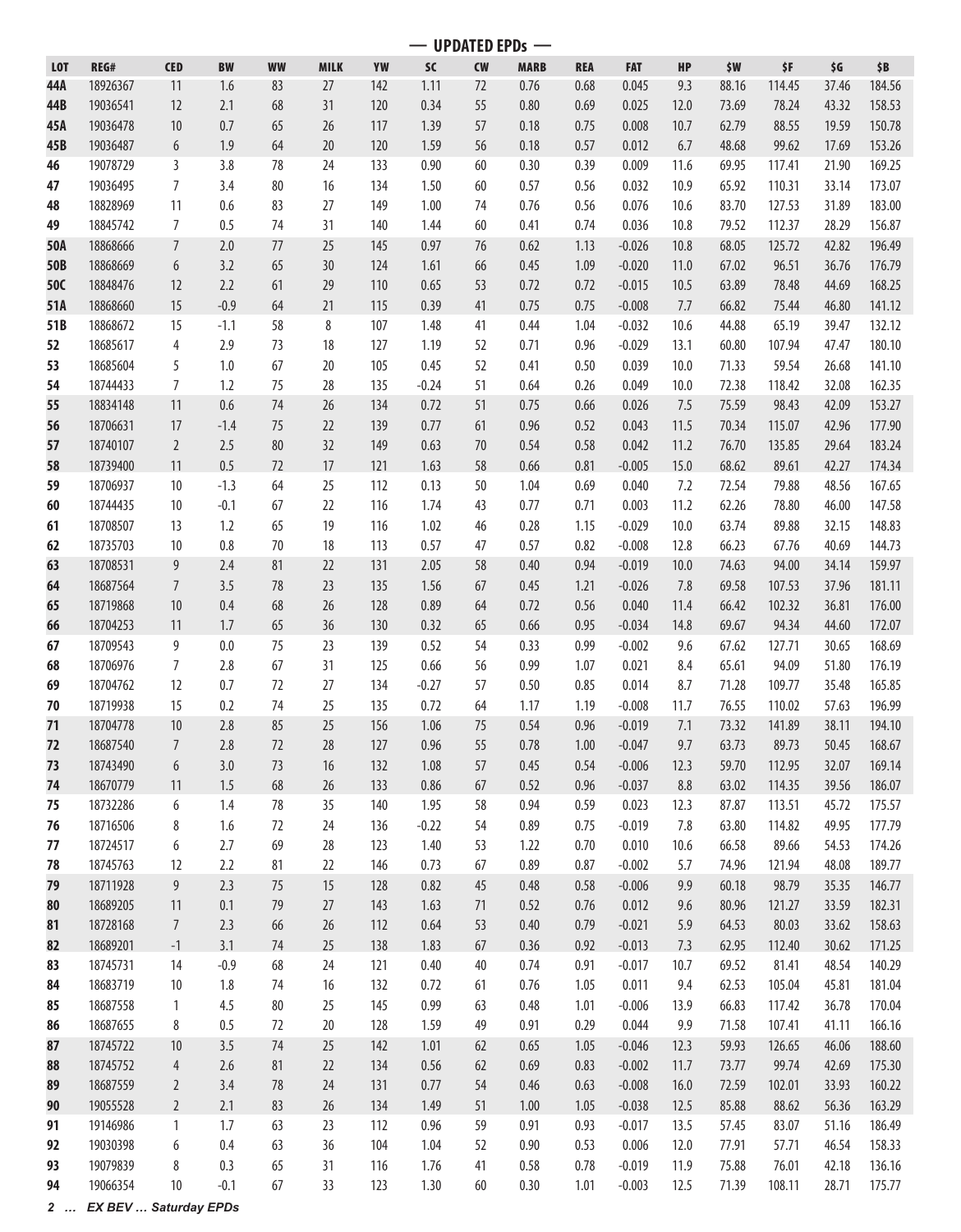## — UPDATED EPDs —

| LOT | REG# | CED | BW | WW | MILK | YW | SC | CW | MARB | REA | FAT | HP | $W | $F | $G | $B |
|---|---|---|---|---|---|---|---|---|---|---|---|---|---|---|---|---|
| 44A | 18926367 | 11 | 1.6 | 83 | 27 | 142 | 1.11 | 72 | 0.76 | 0.68 | 0.045 | 9.3 | 88.16 | 114.45 | 37.46 | 184.56 |
| 44B | 19036541 | 12 | 2.1 | 68 | 31 | 120 | 0.34 | 55 | 0.80 | 0.69 | 0.025 | 12.0 | 73.69 | 78.24 | 43.32 | 158.53 |
| 45A | 19036478 | 10 | 0.7 | 65 | 26 | 117 | 1.39 | 57 | 0.18 | 0.75 | 0.008 | 10.7 | 62.79 | 88.55 | 19.59 | 150.78 |
| 45B | 19036487 | 6 | 1.9 | 64 | 20 | 120 | 1.59 | 56 | 0.18 | 0.57 | 0.012 | 6.7 | 48.68 | 99.62 | 17.69 | 153.26 |
| 46 | 19078729 | 3 | 3.8 | 78 | 24 | 133 | 0.90 | 60 | 0.30 | 0.39 | 0.009 | 11.6 | 69.95 | 117.41 | 21.90 | 169.25 |
| 47 | 19036495 | 7 | 3.4 | 80 | 16 | 134 | 1.50 | 60 | 0.57 | 0.56 | 0.032 | 10.9 | 65.92 | 110.31 | 33.14 | 173.07 |
| 48 | 18828969 | 11 | 0.6 | 83 | 27 | 149 | 1.00 | 74 | 0.76 | 0.56 | 0.076 | 10.6 | 83.70 | 127.53 | 31.89 | 183.00 |
| 49 | 18845742 | 7 | 0.5 | 74 | 31 | 140 | 1.44 | 60 | 0.41 | 0.74 | 0.036 | 10.8 | 79.52 | 112.37 | 28.29 | 156.87 |
| 50A | 18868666 | 7 | 2.0 | 77 | 25 | 145 | 0.97 | 76 | 0.62 | 1.13 | -0.026 | 10.8 | 68.05 | 125.72 | 42.82 | 196.49 |
| 50B | 18868669 | 6 | 3.2 | 65 | 30 | 124 | 1.61 | 66 | 0.45 | 1.09 | -0.020 | 11.0 | 67.02 | 96.51 | 36.76 | 176.79 |
| 50C | 18848476 | 12 | 2.2 | 61 | 29 | 110 | 0.65 | 53 | 0.72 | 0.72 | -0.015 | 10.5 | 63.89 | 78.48 | 44.69 | 168.25 |
| 51A | 18868660 | 15 | -0.9 | 64 | 21 | 115 | 0.39 | 41 | 0.75 | 0.75 | -0.008 | 7.7 | 66.82 | 75.44 | 46.80 | 141.12 |
| 51B | 18868672 | 15 | -1.1 | 58 | 8 | 107 | 1.48 | 41 | 0.44 | 1.04 | -0.032 | 10.6 | 44.88 | 65.19 | 39.47 | 132.12 |
| 52 | 18685617 | 4 | 2.9 | 73 | 18 | 127 | 1.19 | 52 | 0.71 | 0.96 | -0.029 | 13.1 | 60.80 | 107.94 | 47.47 | 180.10 |
| 53 | 18685604 | 5 | 1.0 | 67 | 20 | 105 | 0.45 | 52 | 0.41 | 0.50 | 0.039 | 10.0 | 71.33 | 59.54 | 26.68 | 141.10 |
| 54 | 18744433 | 7 | 1.2 | 75 | 28 | 135 | -0.24 | 51 | 0.64 | 0.26 | 0.049 | 10.0 | 72.38 | 118.42 | 32.08 | 162.35 |
| 55 | 18834148 | 11 | 0.6 | 74 | 26 | 134 | 0.72 | 51 | 0.75 | 0.66 | 0.026 | 7.5 | 75.59 | 98.43 | 42.09 | 153.27 |
| 56 | 18706631 | 17 | -1.4 | 75 | 22 | 139 | 0.77 | 61 | 0.96 | 0.52 | 0.043 | 11.5 | 70.34 | 115.07 | 42.96 | 177.90 |
| 57 | 18740107 | 2 | 2.5 | 80 | 32 | 149 | 0.63 | 70 | 0.54 | 0.58 | 0.042 | 11.2 | 76.70 | 135.85 | 29.64 | 183.24 |
| 58 | 18739400 | 11 | 0.5 | 72 | 17 | 121 | 1.63 | 58 | 0.66 | 0.81 | -0.005 | 15.0 | 68.62 | 89.61 | 42.27 | 174.34 |
| 59 | 18706937 | 10 | -1.3 | 64 | 25 | 112 | 0.13 | 50 | 1.04 | 0.69 | 0.040 | 7.2 | 72.54 | 79.88 | 48.56 | 167.65 |
| 60 | 18744435 | 10 | -0.1 | 67 | 22 | 116 | 1.74 | 43 | 0.77 | 0.71 | 0.003 | 11.2 | 62.26 | 78.80 | 46.00 | 147.58 |
| 61 | 18708507 | 13 | 1.2 | 65 | 19 | 116 | 1.02 | 46 | 0.28 | 1.15 | -0.029 | 10.0 | 63.74 | 89.88 | 32.15 | 148.83 |
| 62 | 18735703 | 10 | 0.8 | 70 | 18 | 113 | 0.57 | 47 | 0.57 | 0.82 | -0.008 | 12.8 | 66.23 | 67.76 | 40.69 | 144.73 |
| 63 | 18708531 | 9 | 2.4 | 81 | 22 | 131 | 2.05 | 58 | 0.40 | 0.94 | -0.019 | 10.0 | 74.63 | 94.00 | 34.14 | 159.97 |
| 64 | 18687564 | 7 | 3.5 | 78 | 23 | 135 | 1.56 | 67 | 0.45 | 1.21 | -0.026 | 7.8 | 69.58 | 107.53 | 37.96 | 181.11 |
| 65 | 18719868 | 10 | 0.4 | 68 | 26 | 128 | 0.89 | 64 | 0.72 | 0.56 | 0.040 | 11.4 | 66.42 | 102.32 | 36.81 | 176.00 |
| 66 | 18704253 | 11 | 1.7 | 65 | 36 | 130 | 0.32 | 65 | 0.66 | 0.95 | -0.034 | 14.8 | 69.67 | 94.34 | 44.60 | 172.07 |
| 67 | 18709543 | 9 | 0.0 | 75 | 23 | 139 | 0.52 | 54 | 0.33 | 0.99 | -0.002 | 9.6 | 67.62 | 127.71 | 30.65 | 168.69 |
| 68 | 18706976 | 7 | 2.8 | 67 | 31 | 125 | 0.66 | 56 | 0.99 | 1.07 | 0.021 | 8.4 | 65.61 | 94.09 | 51.80 | 176.19 |
| 69 | 18704762 | 12 | 0.7 | 72 | 27 | 134 | -0.27 | 57 | 0.50 | 0.85 | 0.014 | 8.7 | 71.28 | 109.77 | 35.48 | 165.85 |
| 70 | 18719938 | 15 | 0.2 | 74 | 25 | 135 | 0.72 | 64 | 1.17 | 1.19 | -0.008 | 11.7 | 76.55 | 110.02 | 57.63 | 196.99 |
| 71 | 18704778 | 10 | 2.8 | 85 | 25 | 156 | 1.06 | 75 | 0.54 | 0.96 | -0.019 | 7.1 | 73.32 | 141.89 | 38.11 | 194.10 |
| 72 | 18687540 | 7 | 2.8 | 72 | 28 | 127 | 0.96 | 55 | 0.78 | 1.00 | -0.047 | 9.7 | 63.73 | 89.73 | 50.45 | 168.67 |
| 73 | 18743490 | 6 | 3.0 | 73 | 16 | 132 | 1.08 | 57 | 0.45 | 0.54 | -0.006 | 12.3 | 59.70 | 112.95 | 32.07 | 169.14 |
| 74 | 18670779 | 11 | 1.5 | 68 | 26 | 133 | 0.86 | 67 | 0.52 | 0.96 | -0.037 | 8.8 | 63.02 | 114.35 | 39.56 | 186.07 |
| 75 | 18732286 | 6 | 1.4 | 78 | 35 | 140 | 1.95 | 58 | 0.94 | 0.59 | 0.023 | 12.3 | 87.87 | 113.51 | 45.72 | 175.57 |
| 76 | 18716506 | 8 | 1.6 | 72 | 24 | 136 | -0.22 | 54 | 0.89 | 0.75 | -0.019 | 7.8 | 63.80 | 114.82 | 49.95 | 177.79 |
| 77 | 18724517 | 6 | 2.7 | 69 | 28 | 123 | 1.40 | 53 | 1.22 | 0.70 | 0.010 | 10.6 | 66.58 | 89.66 | 54.53 | 174.26 |
| 78 | 18745763 | 12 | 2.2 | 81 | 22 | 146 | 0.73 | 67 | 0.89 | 0.87 | -0.002 | 5.7 | 74.96 | 121.94 | 48.08 | 189.77 |
| 79 | 18711928 | 9 | 2.3 | 75 | 15 | 128 | 0.82 | 45 | 0.48 | 0.58 | -0.006 | 9.9 | 60.18 | 98.79 | 35.35 | 146.77 |
| 80 | 18689205 | 11 | 0.1 | 79 | 27 | 143 | 1.63 | 71 | 0.52 | 0.76 | 0.012 | 9.6 | 80.96 | 121.27 | 33.59 | 182.31 |
| 81 | 18728168 | 7 | 2.3 | 66 | 26 | 112 | 0.64 | 53 | 0.40 | 0.79 | -0.021 | 5.9 | 64.53 | 80.03 | 33.62 | 158.63 |
| 82 | 18689201 | -1 | 3.1 | 74 | 25 | 138 | 1.83 | 67 | 0.36 | 0.92 | -0.013 | 7.3 | 62.95 | 112.40 | 30.62 | 171.25 |
| 83 | 18745731 | 14 | -0.9 | 68 | 24 | 121 | 0.40 | 40 | 0.74 | 0.91 | -0.017 | 10.7 | 69.52 | 81.41 | 48.54 | 140.29 |
| 84 | 18683719 | 10 | 1.8 | 74 | 16 | 132 | 0.72 | 61 | 0.76 | 1.05 | 0.011 | 9.4 | 62.53 | 105.04 | 45.81 | 181.04 |
| 85 | 18687558 | 1 | 4.5 | 80 | 25 | 145 | 0.99 | 63 | 0.48 | 1.01 | -0.006 | 13.9 | 66.83 | 117.42 | 36.78 | 170.04 |
| 86 | 18687655 | 8 | 0.5 | 72 | 20 | 128 | 1.59 | 49 | 0.91 | 0.29 | 0.044 | 9.9 | 71.58 | 107.41 | 41.11 | 166.16 |
| 87 | 18745722 | 10 | 3.5 | 74 | 25 | 142 | 1.01 | 62 | 0.65 | 1.05 | -0.046 | 12.3 | 59.93 | 126.65 | 46.06 | 188.60 |
| 88 | 18745752 | 4 | 2.6 | 81 | 22 | 134 | 0.56 | 62 | 0.69 | 0.83 | -0.002 | 11.7 | 73.77 | 99.74 | 42.69 | 175.30 |
| 89 | 18687559 | 2 | 3.4 | 78 | 24 | 131 | 0.77 | 54 | 0.46 | 0.63 | -0.008 | 16.0 | 72.59 | 102.01 | 33.93 | 160.22 |
| 90 | 19055528 | 2 | 2.1 | 83 | 26 | 134 | 1.49 | 51 | 1.00 | 1.05 | -0.038 | 12.5 | 85.88 | 88.62 | 56.36 | 163.29 |
| 91 | 19146986 | 1 | 1.7 | 63 | 23 | 112 | 0.96 | 59 | 0.91 | 0.93 | -0.017 | 13.5 | 57.45 | 83.07 | 51.16 | 186.49 |
| 92 | 19030398 | 6 | 0.4 | 63 | 36 | 104 | 1.04 | 52 | 0.90 | 0.53 | 0.006 | 12.0 | 77.91 | 57.71 | 46.54 | 158.33 |
| 93 | 19079839 | 8 | 0.3 | 65 | 31 | 116 | 1.76 | 41 | 0.58 | 0.78 | -0.019 | 11.9 | 75.88 | 76.01 | 42.18 | 136.16 |
| 94 | 19066354 | 10 | -0.1 | 67 | 33 | 123 | 1.30 | 60 | 0.30 | 1.01 | -0.003 | 12.5 | 71.39 | 108.11 | 28.71 | 175.77 |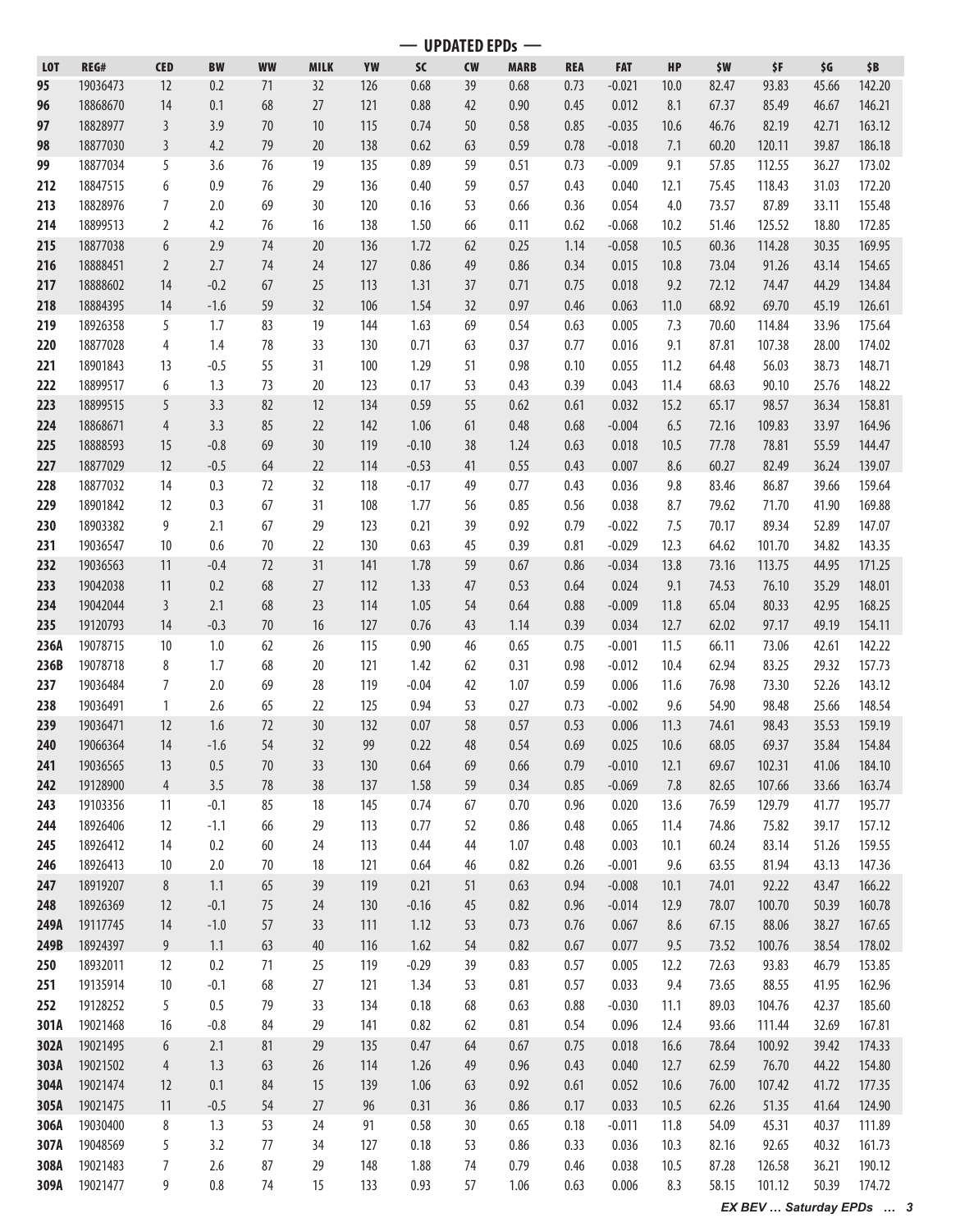## — UPDATED EPDs —

| LOT | REG# | CED | BW | WW | MILK | YW | SC | CW | MARB | REA | FAT | HP | $W | $F | $G | $B |
|---|---|---|---|---|---|---|---|---|---|---|---|---|---|---|---|---|
| 95 | 19036473 | 12 | 0.2 | 71 | 32 | 126 | 0.68 | 39 | 0.68 | 0.73 | -0.021 | 10.0 | 82.47 | 93.83 | 45.66 | 142.20 |
| 96 | 18868670 | 14 | 0.1 | 68 | 27 | 121 | 0.88 | 42 | 0.90 | 0.45 | 0.012 | 8.1 | 67.37 | 85.49 | 46.67 | 146.21 |
| 97 | 18828977 | 3 | 3.9 | 70 | 10 | 115 | 0.74 | 50 | 0.58 | 0.85 | -0.035 | 10.6 | 46.76 | 82.19 | 42.71 | 163.12 |
| 98 | 18877030 | 3 | 4.2 | 79 | 20 | 138 | 0.62 | 63 | 0.59 | 0.78 | -0.018 | 7.1 | 60.20 | 120.11 | 39.87 | 186.18 |
| 99 | 18877034 | 5 | 3.6 | 76 | 19 | 135 | 0.89 | 59 | 0.51 | 0.73 | -0.009 | 9.1 | 57.85 | 112.55 | 36.27 | 173.02 |
| 212 | 18847515 | 6 | 0.9 | 76 | 29 | 136 | 0.40 | 59 | 0.57 | 0.43 | 0.040 | 12.1 | 75.45 | 118.43 | 31.03 | 172.20 |
| 213 | 18828976 | 7 | 2.0 | 69 | 30 | 120 | 0.16 | 53 | 0.66 | 0.36 | 0.054 | 4.0 | 73.57 | 87.89 | 33.11 | 155.48 |
| 214 | 18899513 | 2 | 4.2 | 76 | 16 | 138 | 1.50 | 66 | 0.11 | 0.62 | -0.068 | 10.2 | 51.46 | 125.52 | 18.80 | 172.85 |
| 215 | 18877038 | 6 | 2.9 | 74 | 20 | 136 | 1.72 | 62 | 0.25 | 1.14 | -0.058 | 10.5 | 60.36 | 114.28 | 30.35 | 169.95 |
| 216 | 18888451 | 2 | 2.7 | 74 | 24 | 127 | 0.86 | 49 | 0.86 | 0.34 | 0.015 | 10.8 | 73.04 | 91.26 | 43.14 | 154.65 |
| 217 | 18888602 | 14 | -0.2 | 67 | 25 | 113 | 1.31 | 37 | 0.71 | 0.75 | 0.018 | 9.2 | 72.12 | 74.47 | 44.29 | 134.84 |
| 218 | 18884395 | 14 | -1.6 | 59 | 32 | 106 | 1.54 | 32 | 0.97 | 0.46 | 0.063 | 11.0 | 68.92 | 69.70 | 45.19 | 126.61 |
| 219 | 18926358 | 5 | 1.7 | 83 | 19 | 144 | 1.63 | 69 | 0.54 | 0.63 | 0.005 | 7.3 | 70.60 | 114.84 | 33.96 | 175.64 |
| 220 | 18877028 | 4 | 1.4 | 78 | 33 | 130 | 0.71 | 63 | 0.37 | 0.77 | 0.016 | 9.1 | 87.81 | 107.38 | 28.00 | 174.02 |
| 221 | 18901843 | 13 | -0.5 | 55 | 31 | 100 | 1.29 | 51 | 0.98 | 0.10 | 0.055 | 11.2 | 64.48 | 56.03 | 38.73 | 148.71 |
| 222 | 18899517 | 6 | 1.3 | 73 | 20 | 123 | 0.17 | 53 | 0.43 | 0.39 | 0.043 | 11.4 | 68.63 | 90.10 | 25.76 | 148.22 |
| 223 | 18899515 | 5 | 3.3 | 82 | 12 | 134 | 0.59 | 55 | 0.62 | 0.61 | 0.032 | 15.2 | 65.17 | 98.57 | 36.34 | 158.81 |
| 224 | 18868671 | 4 | 3.3 | 85 | 22 | 142 | 1.06 | 61 | 0.48 | 0.68 | -0.004 | 6.5 | 72.16 | 109.83 | 33.97 | 164.96 |
| 225 | 18888593 | 15 | -0.8 | 69 | 30 | 119 | -0.10 | 38 | 1.24 | 0.63 | 0.018 | 10.5 | 77.78 | 78.81 | 55.59 | 144.47 |
| 227 | 18877029 | 12 | -0.5 | 64 | 22 | 114 | -0.53 | 41 | 0.55 | 0.43 | 0.007 | 8.6 | 60.27 | 82.49 | 36.24 | 139.07 |
| 228 | 18877032 | 14 | 0.3 | 72 | 32 | 118 | -0.17 | 49 | 0.77 | 0.43 | 0.036 | 9.8 | 83.46 | 86.87 | 39.66 | 159.64 |
| 229 | 18901842 | 12 | 0.3 | 67 | 31 | 108 | 1.77 | 56 | 0.85 | 0.56 | 0.038 | 8.7 | 79.62 | 71.70 | 41.90 | 169.88 |
| 230 | 18903382 | 9 | 2.1 | 67 | 29 | 123 | 0.21 | 39 | 0.92 | 0.79 | -0.022 | 7.5 | 70.17 | 89.34 | 52.89 | 147.07 |
| 231 | 19036547 | 10 | 0.6 | 70 | 22 | 130 | 0.63 | 45 | 0.39 | 0.81 | -0.029 | 12.3 | 64.62 | 101.70 | 34.82 | 143.35 |
| 232 | 19036563 | 11 | -0.4 | 72 | 31 | 141 | 1.78 | 59 | 0.67 | 0.86 | -0.034 | 13.8 | 73.16 | 113.75 | 44.95 | 171.25 |
| 233 | 19042038 | 11 | 0.2 | 68 | 27 | 112 | 1.33 | 47 | 0.53 | 0.64 | 0.024 | 9.1 | 74.53 | 76.10 | 35.29 | 148.01 |
| 234 | 19042044 | 3 | 2.1 | 68 | 23 | 114 | 1.05 | 54 | 0.64 | 0.88 | -0.009 | 11.8 | 65.04 | 80.33 | 42.95 | 168.25 |
| 235 | 19120793 | 14 | -0.3 | 70 | 16 | 127 | 0.76 | 43 | 1.14 | 0.39 | 0.034 | 12.7 | 62.02 | 97.17 | 49.19 | 154.11 |
| 236A | 19078715 | 10 | 1.0 | 62 | 26 | 115 | 0.90 | 46 | 0.65 | 0.75 | -0.001 | 11.5 | 66.11 | 73.06 | 42.61 | 142.22 |
| 236B | 19078718 | 8 | 1.7 | 68 | 20 | 121 | 1.42 | 62 | 0.31 | 0.98 | -0.012 | 10.4 | 62.94 | 83.25 | 29.32 | 157.73 |
| 237 | 19036484 | 7 | 2.0 | 69 | 28 | 119 | -0.04 | 42 | 1.07 | 0.59 | 0.006 | 11.6 | 76.98 | 73.30 | 52.26 | 143.12 |
| 238 | 19036491 | 1 | 2.6 | 65 | 22 | 125 | 0.94 | 53 | 0.27 | 0.73 | -0.002 | 9.6 | 54.90 | 98.48 | 25.66 | 148.54 |
| 239 | 19036471 | 12 | 1.6 | 72 | 30 | 132 | 0.07 | 58 | 0.57 | 0.53 | 0.006 | 11.3 | 74.61 | 98.43 | 35.53 | 159.19 |
| 240 | 19066364 | 14 | -1.6 | 54 | 32 | 99 | 0.22 | 48 | 0.54 | 0.69 | 0.025 | 10.6 | 68.05 | 69.37 | 35.84 | 154.84 |
| 241 | 19036565 | 13 | 0.5 | 70 | 33 | 130 | 0.64 | 69 | 0.66 | 0.79 | -0.010 | 12.1 | 69.67 | 102.31 | 41.06 | 184.10 |
| 242 | 19128900 | 4 | 3.5 | 78 | 38 | 137 | 1.58 | 59 | 0.34 | 0.85 | -0.069 | 7.8 | 82.65 | 107.66 | 33.66 | 163.74 |
| 243 | 19103356 | 11 | -0.1 | 85 | 18 | 145 | 0.74 | 67 | 0.70 | 0.96 | 0.020 | 13.6 | 76.59 | 129.79 | 41.77 | 195.77 |
| 244 | 18926406 | 12 | -1.1 | 66 | 29 | 113 | 0.77 | 52 | 0.86 | 0.48 | 0.065 | 11.4 | 74.86 | 75.82 | 39.17 | 157.12 |
| 245 | 18926412 | 14 | 0.2 | 60 | 24 | 113 | 0.44 | 44 | 1.07 | 0.48 | 0.003 | 10.1 | 60.24 | 83.14 | 51.26 | 159.55 |
| 246 | 18926413 | 10 | 2.0 | 70 | 18 | 121 | 0.64 | 46 | 0.82 | 0.26 | -0.001 | 9.6 | 63.55 | 81.94 | 43.13 | 147.36 |
| 247 | 18919207 | 8 | 1.1 | 65 | 39 | 119 | 0.21 | 51 | 0.63 | 0.94 | -0.008 | 10.1 | 74.01 | 92.22 | 43.47 | 166.22 |
| 248 | 18926369 | 12 | -0.1 | 75 | 24 | 130 | -0.16 | 45 | 0.82 | 0.96 | -0.014 | 12.9 | 78.07 | 100.70 | 50.39 | 160.78 |
| 249A | 19117745 | 14 | -1.0 | 57 | 33 | 111 | 1.12 | 53 | 0.73 | 0.76 | 0.067 | 8.6 | 67.15 | 88.06 | 38.27 | 167.65 |
| 249B | 18924397 | 9 | 1.1 | 63 | 40 | 116 | 1.62 | 54 | 0.82 | 0.67 | 0.077 | 9.5 | 73.52 | 100.76 | 38.54 | 178.02 |
| 250 | 18932011 | 12 | 0.2 | 71 | 25 | 119 | -0.29 | 39 | 0.83 | 0.57 | 0.005 | 12.2 | 72.63 | 93.83 | 46.79 | 153.85 |
| 251 | 19135914 | 10 | -0.1 | 68 | 27 | 121 | 1.34 | 53 | 0.81 | 0.57 | 0.033 | 9.4 | 73.65 | 88.55 | 41.95 | 162.96 |
| 252 | 19128252 | 5 | 0.5 | 79 | 33 | 134 | 0.18 | 68 | 0.63 | 0.88 | -0.030 | 11.1 | 89.03 | 104.76 | 42.37 | 185.60 |
| 301A | 19021468 | 16 | -0.8 | 84 | 29 | 141 | 0.82 | 62 | 0.81 | 0.54 | 0.096 | 12.4 | 93.66 | 111.44 | 32.69 | 167.81 |
| 302A | 19021495 | 6 | 2.1 | 81 | 29 | 135 | 0.47 | 64 | 0.67 | 0.75 | 0.018 | 16.6 | 78.64 | 100.92 | 39.42 | 174.33 |
| 303A | 19021502 | 4 | 1.3 | 63 | 26 | 114 | 1.26 | 49 | 0.96 | 0.43 | 0.040 | 12.7 | 62.59 | 76.70 | 44.22 | 154.80 |
| 304A | 19021474 | 12 | 0.1 | 84 | 15 | 139 | 1.06 | 63 | 0.92 | 0.61 | 0.052 | 10.6 | 76.00 | 107.42 | 41.72 | 177.35 |
| 305A | 19021475 | 11 | -0.5 | 54 | 27 | 96 | 0.31 | 36 | 0.86 | 0.17 | 0.033 | 10.5 | 62.26 | 51.35 | 41.64 | 124.90 |
| 306A | 19030400 | 8 | 1.3 | 53 | 24 | 91 | 0.58 | 30 | 0.65 | 0.18 | -0.011 | 11.8 | 54.09 | 45.31 | 40.37 | 111.89 |
| 307A | 19048569 | 5 | 3.2 | 77 | 34 | 127 | 0.18 | 53 | 0.86 | 0.33 | 0.036 | 10.3 | 82.16 | 92.65 | 40.32 | 161.73 |
| 308A | 19021483 | 7 | 2.6 | 87 | 29 | 148 | 1.88 | 74 | 0.79 | 0.46 | 0.038 | 10.5 | 87.28 | 126.58 | 36.21 | 190.12 |
| 309A | 19021477 | 9 | 0.8 | 74 | 15 | 133 | 0.93 | 57 | 1.06 | 0.63 | 0.006 | 8.3 | 58.15 | 101.12 | 50.39 | 174.72 |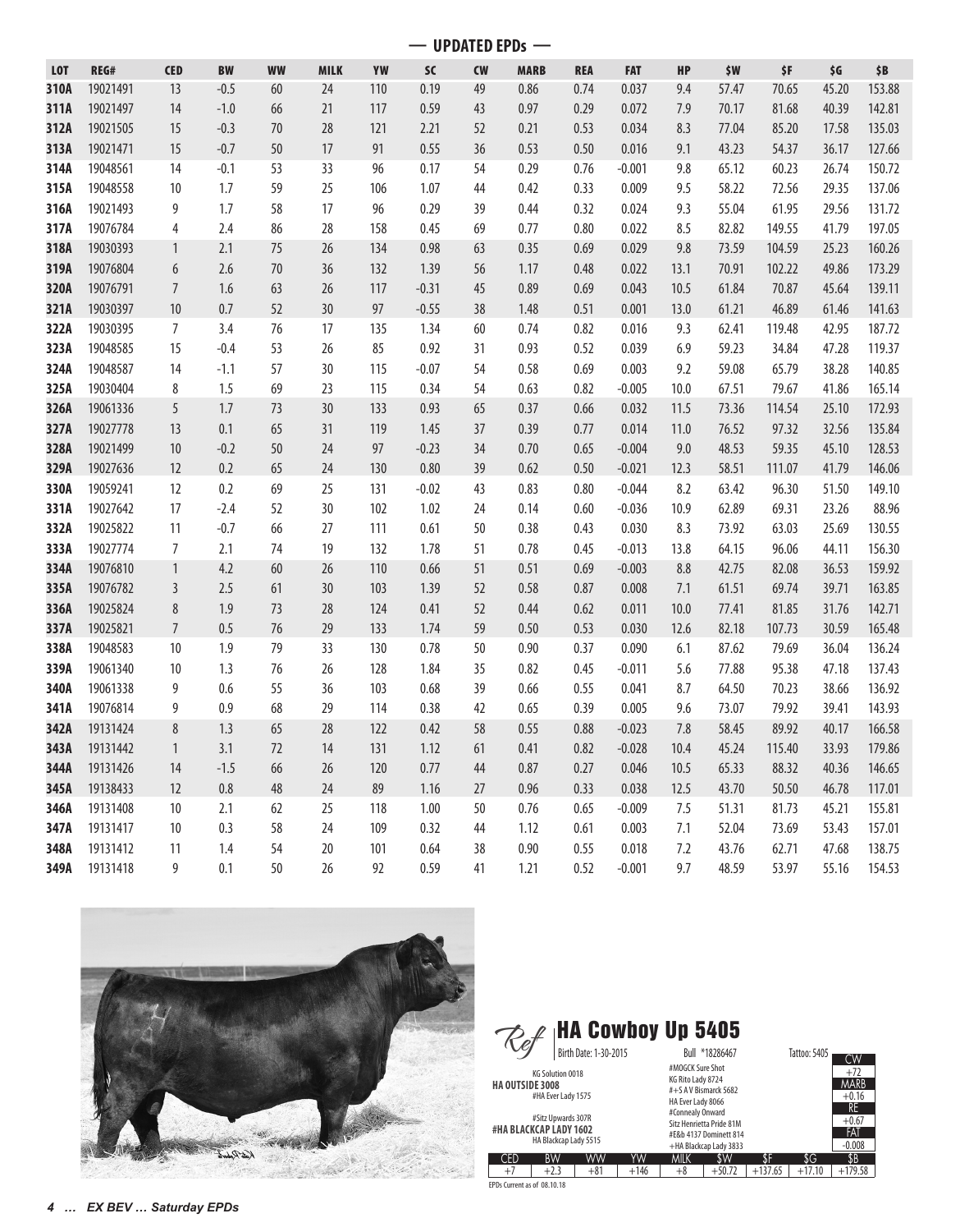## — UPDATED EPDs —

| LOT | REG# | CED | BW | WW | MILK | YW | SC | CW | MARB | REA | FAT | HP | $W | $F | $G | $B |
|---|---|---|---|---|---|---|---|---|---|---|---|---|---|---|---|---|
| 310A | 19021491 | 13 | -0.5 | 60 | 24 | 110 | 0.19 | 49 | 0.86 | 0.74 | 0.037 | 9.4 | 57.47 | 70.65 | 45.20 | 153.88 |
| 311A | 19021497 | 14 | -1.0 | 66 | 21 | 117 | 0.59 | 43 | 0.97 | 0.29 | 0.072 | 7.9 | 70.17 | 81.68 | 40.39 | 142.81 |
| 312A | 19021505 | 15 | -0.3 | 70 | 28 | 121 | 2.21 | 52 | 0.21 | 0.53 | 0.034 | 8.3 | 77.04 | 85.20 | 17.58 | 135.03 |
| 313A | 19021471 | 15 | -0.7 | 50 | 17 | 91 | 0.55 | 36 | 0.53 | 0.50 | 0.016 | 9.1 | 43.23 | 54.37 | 36.17 | 127.66 |
| 314A | 19048561 | 14 | -0.1 | 53 | 33 | 96 | 0.17 | 54 | 0.29 | 0.76 | -0.001 | 9.8 | 65.12 | 60.23 | 26.74 | 150.72 |
| 315A | 19048558 | 10 | 1.7 | 59 | 25 | 106 | 1.07 | 44 | 0.42 | 0.33 | 0.009 | 9.5 | 58.22 | 72.56 | 29.35 | 137.06 |
| 316A | 19021493 | 9 | 1.7 | 58 | 17 | 96 | 0.29 | 39 | 0.44 | 0.32 | 0.024 | 9.3 | 55.04 | 61.95 | 29.56 | 131.72 |
| 317A | 19076784 | 4 | 2.4 | 86 | 28 | 158 | 0.45 | 69 | 0.77 | 0.80 | 0.022 | 8.5 | 82.82 | 149.55 | 41.79 | 197.05 |
| 318A | 19030393 | 1 | 2.1 | 75 | 26 | 134 | 0.98 | 63 | 0.35 | 0.69 | 0.029 | 9.8 | 73.59 | 104.59 | 25.23 | 160.26 |
| 319A | 19076804 | 6 | 2.6 | 70 | 36 | 132 | 1.39 | 56 | 1.17 | 0.48 | 0.022 | 13.1 | 70.91 | 102.22 | 49.86 | 173.29 |
| 320A | 19076791 | 7 | 1.6 | 63 | 26 | 117 | -0.31 | 45 | 0.89 | 0.69 | 0.043 | 10.5 | 61.84 | 70.87 | 45.64 | 139.11 |
| 321A | 19030397 | 10 | 0.7 | 52 | 30 | 97 | -0.55 | 38 | 1.48 | 0.51 | 0.001 | 13.0 | 61.21 | 46.89 | 61.46 | 141.63 |
| 322A | 19030395 | 7 | 3.4 | 76 | 17 | 135 | 1.34 | 60 | 0.74 | 0.82 | 0.016 | 9.3 | 62.41 | 119.48 | 42.95 | 187.72 |
| 323A | 19048585 | 15 | -0.4 | 53 | 26 | 85 | 0.92 | 31 | 0.93 | 0.52 | 0.039 | 6.9 | 59.23 | 34.84 | 47.28 | 119.37 |
| 324A | 19048587 | 14 | -1.1 | 57 | 30 | 115 | -0.07 | 54 | 0.58 | 0.69 | 0.003 | 9.2 | 59.08 | 65.79 | 38.28 | 140.85 |
| 325A | 19030404 | 8 | 1.5 | 69 | 23 | 115 | 0.34 | 54 | 0.63 | 0.82 | -0.005 | 10.0 | 67.51 | 79.67 | 41.86 | 165.14 |
| 326A | 19061336 | 5 | 1.7 | 73 | 30 | 133 | 0.93 | 65 | 0.37 | 0.66 | 0.032 | 11.5 | 73.36 | 114.54 | 25.10 | 172.93 |
| 327A | 19027778 | 13 | 0.1 | 65 | 31 | 119 | 1.45 | 37 | 0.39 | 0.77 | 0.014 | 11.0 | 76.52 | 97.32 | 32.56 | 135.84 |
| 328A | 19021499 | 10 | -0.2 | 50 | 24 | 97 | -0.23 | 34 | 0.70 | 0.65 | -0.004 | 9.0 | 48.53 | 59.35 | 45.10 | 128.53 |
| 329A | 19027636 | 12 | 0.2 | 65 | 24 | 130 | 0.80 | 39 | 0.62 | 0.50 | -0.021 | 12.3 | 58.51 | 111.07 | 41.79 | 146.06 |
| 330A | 19059241 | 12 | 0.2 | 69 | 25 | 131 | -0.02 | 43 | 0.83 | 0.80 | -0.044 | 8.2 | 63.42 | 96.30 | 51.50 | 149.10 |
| 331A | 19027642 | 17 | -2.4 | 52 | 30 | 102 | 1.02 | 24 | 0.14 | 0.60 | -0.036 | 10.9 | 62.89 | 69.31 | 23.26 | 88.96 |
| 332A | 19025822 | 11 | -0.7 | 66 | 27 | 111 | 0.61 | 50 | 0.38 | 0.43 | 0.030 | 8.3 | 73.92 | 63.03 | 25.69 | 130.55 |
| 333A | 19027774 | 7 | 2.1 | 74 | 19 | 132 | 1.78 | 51 | 0.78 | 0.45 | -0.013 | 13.8 | 64.15 | 96.06 | 44.11 | 156.30 |
| 334A | 19076810 | 1 | 4.2 | 60 | 26 | 110 | 0.66 | 51 | 0.51 | 0.69 | -0.003 | 8.8 | 42.75 | 82.08 | 36.53 | 159.92 |
| 335A | 19076782 | 3 | 2.5 | 61 | 30 | 103 | 1.39 | 52 | 0.58 | 0.87 | 0.008 | 7.1 | 61.51 | 69.74 | 39.71 | 163.85 |
| 336A | 19025824 | 8 | 1.9 | 73 | 28 | 124 | 0.41 | 52 | 0.44 | 0.62 | 0.011 | 10.0 | 77.41 | 81.85 | 31.76 | 142.71 |
| 337A | 19025821 | 7 | 0.5 | 76 | 29 | 133 | 1.74 | 59 | 0.50 | 0.53 | 0.030 | 12.6 | 82.18 | 107.73 | 30.59 | 165.48 |
| 338A | 19048583 | 10 | 1.9 | 79 | 33 | 130 | 0.78 | 50 | 0.90 | 0.37 | 0.090 | 6.1 | 87.62 | 79.69 | 36.04 | 136.24 |
| 339A | 19061340 | 10 | 1.3 | 76 | 26 | 128 | 1.84 | 35 | 0.82 | 0.45 | -0.011 | 5.6 | 77.88 | 95.38 | 47.18 | 137.43 |
| 340A | 19061338 | 9 | 0.6 | 55 | 36 | 103 | 0.68 | 39 | 0.66 | 0.55 | 0.041 | 8.7 | 64.50 | 70.23 | 38.66 | 136.92 |
| 341A | 19076814 | 9 | 0.9 | 68 | 29 | 114 | 0.38 | 42 | 0.65 | 0.39 | 0.005 | 9.6 | 73.07 | 79.92 | 39.41 | 143.93 |
| 342A | 19131424 | 8 | 1.3 | 65 | 28 | 122 | 0.42 | 58 | 0.55 | 0.88 | -0.023 | 7.8 | 58.45 | 89.92 | 40.17 | 166.58 |
| 343A | 19131442 | 1 | 3.1 | 72 | 14 | 131 | 1.12 | 61 | 0.41 | 0.82 | -0.028 | 10.4 | 45.24 | 115.40 | 33.93 | 179.86 |
| 344A | 19131426 | 14 | -1.5 | 66 | 26 | 120 | 0.77 | 44 | 0.87 | 0.27 | 0.046 | 10.5 | 65.33 | 88.32 | 40.36 | 146.65 |
| 345A | 19138433 | 12 | 0.8 | 48 | 24 | 89 | 1.16 | 27 | 0.96 | 0.33 | 0.038 | 12.5 | 43.70 | 50.50 | 46.78 | 117.01 |
| 346A | 19131408 | 10 | 2.1 | 62 | 25 | 118 | 1.00 | 50 | 0.76 | 0.65 | -0.009 | 7.5 | 51.31 | 81.73 | 45.21 | 155.81 |
| 347A | 19131417 | 10 | 0.3 | 58 | 24 | 109 | 0.32 | 44 | 1.12 | 0.61 | 0.003 | 7.1 | 52.04 | 73.69 | 53.43 | 157.01 |
| 348A | 19131412 | 11 | 1.4 | 54 | 20 | 101 | 0.64 | 38 | 0.90 | 0.55 | 0.018 | 7.2 | 43.76 | 62.71 | 47.68 | 138.75 |
| 349A | 19131418 | 9 | 0.1 | 50 | 26 | 92 | 0.59 | 41 | 1.21 | 0.52 | -0.001 | 9.7 | 48.59 | 53.97 | 55.16 | 154.53 |

## Ref HA Cowboy Up 5405

Birth Date: 1-30-2015 | Bull *18286467 | Tattoo: 5405

**HA OUTSIDE 3008**
- KG Solution 0018
- #HA Ever Lady 1575
- #MOGCK Sure Shot
- KG Rito Lady 8724
- #+S A V Bismarck 5682
- HA Ever Lady 8066

**#HA BLACKCAP LADY 1602**
- #Sitz Upwards 307R
- HA Blackcap Lady 5515
- #Connealy Onward
- Sitz Henrietta Pride 81M
- #E&B 4137 Dominett 814
- +HA Blackcap Lady 3833

| CW | MARB | RE | FAT |
|---|---|---|---|
| +72 | +0.16 | +0.67 | -0.008 |

| CED | BW | WW | YW | MILK | $W | $F | $G | $B |
|---|---|---|---|---|---|---|---|---|
| +7 | +2.3 | +81 | +146 | +8 | +50.72 | +137.65 | +17.10 | +179.58 |

EPDs Current as of 08.10.18